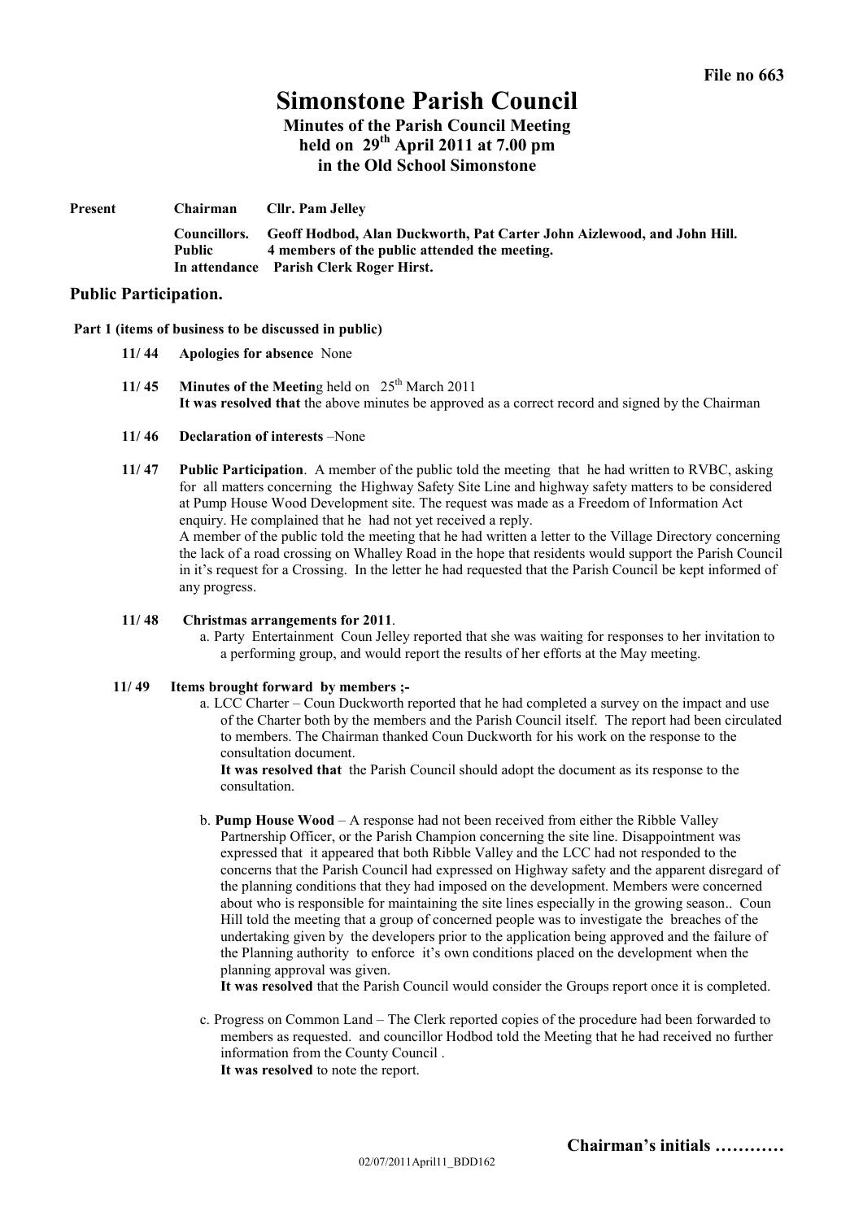File no 663

# Simonstone Parish Council

## Minutes of the Parish Council Meeting held on 29th April 2011 at 7.00 pm in the Old School Simonstone

**Present** **Chairman** **Cllr. Pam Jelley**

**Councillors.** **Geoff Hodbod, Alan Duckworth, Pat Carter John Aizlewood, and John Hill.**
**Public** **4 members of the public attended the meeting.**
**In attendance** **Parish Clerk Roger Hirst.**

## Public Participation.

**Part 1 (items of business to be discussed in public)**

**11/ 44** **Apologies for absence** None

**11/ 45** **Minutes of the Meetin**g held on 25th March 2011
**It was resolved that** the above minutes be approved as a correct record and signed by the Chairman

**11/ 46** **Declaration of interests** –None

**11/ 47** **Public Participation**. A member of the public told the meeting that he had written to RVBC, asking for all matters concerning the Highway Safety Site Line and highway safety matters to be considered at Pump House Wood Development site. The request was made as a Freedom of Information Act enquiry. He complained that he had not yet received a reply.
A member of the public told the meeting that he had written a letter to the Village Directory concerning the lack of a road crossing on Whalley Road in the hope that residents would support the Parish Council in it's request for a Crossing. In the letter he had requested that the Parish Council be kept informed of any progress.

**11/ 48** **Christmas arrangements for 2011**.

a. Party Entertainment Coun Jelley reported that she was waiting for responses to her invitation to a performing group, and would report the results of her efforts at the May meeting.

**11/ 49** **Items brought forward by members ;-**

a. LCC Charter – Coun Duckworth reported that he had completed a survey on the impact and use of the Charter both by the members and the Parish Council itself. The report had been circulated to members. The Chairman thanked Coun Duckworth for his work on the response to the consultation document.
**It was resolved that** the Parish Council should adopt the document as its response to the consultation.

b. **Pump House Wood** – A response had not been received from either the Ribble Valley Partnership Officer, or the Parish Champion concerning the site line. Disappointment was expressed that it appeared that both Ribble Valley and the LCC had not responded to the concerns that the Parish Council had expressed on Highway safety and the apparent disregard of the planning conditions that they had imposed on the development. Members were concerned about who is responsible for maintaining the site lines especially in the growing season.. Coun Hill told the meeting that a group of concerned people was to investigate the breaches of the undertaking given by the developers prior to the application being approved and the failure of the Planning authority to enforce it's own conditions placed on the development when the planning approval was given.
**It was resolved** that the Parish Council would consider the Groups report once it is completed.

c. Progress on Common Land – The Clerk reported copies of the procedure had been forwarded to members as requested. and councillor Hodbod told the Meeting that he had received no further information from the County Council .
**It was resolved** to note the report.

**Chairman's initials …………**

02/07/2011April11_BDD162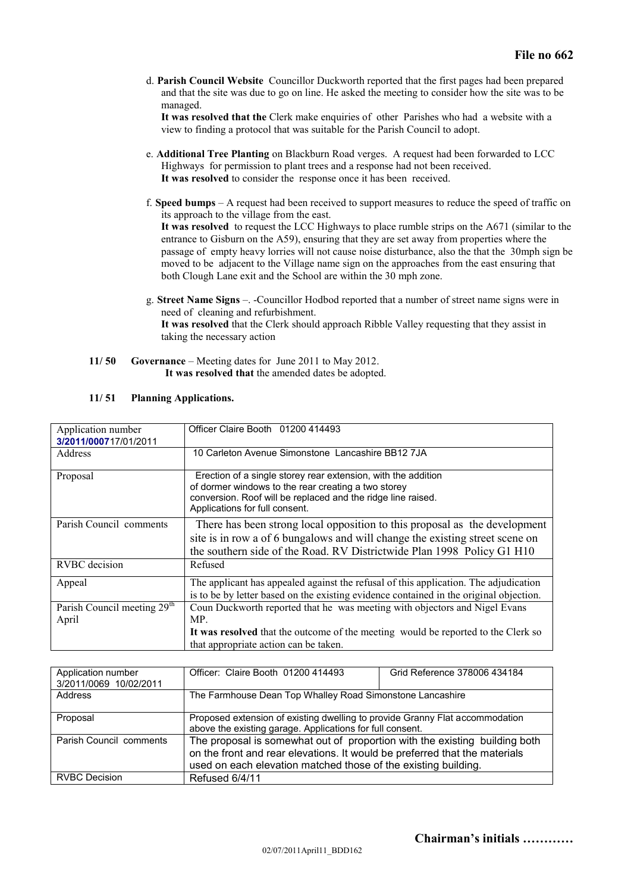**File no 662**

d. **Parish Council Website** Councillor Duckworth reported that the first pages had been prepared and that the site was due to go on line. He asked the meeting to consider how the site was to be managed.
**It was resolved that the** Clerk make enquiries of other Parishes who had a website with a view to finding a protocol that was suitable for the Parish Council to adopt.

e. **Additional Tree Planting** on Blackburn Road verges. A request had been forwarded to LCC Highways for permission to plant trees and a response had not been received.
**It was resolved** to consider the response once it has been received.

f. **Speed bumps** – A request had been received to support measures to reduce the speed of traffic on its approach to the village from the east.
**It was resolved** to request the LCC Highways to place rumble strips on the A671 (similar to the entrance to Gisburn on the A59), ensuring that they are set away from properties where the passage of empty heavy lorries will not cause noise disturbance, also the that the 30mph sign be moved to be adjacent to the Village name sign on the approaches from the east ensuring that both Clough Lane exit and the School are within the 30 mph zone.

g. **Street Name Signs** –. -Councillor Hodbod reported that a number of street name signs were in need of cleaning and refurbishment.
**It was resolved** that the Clerk should approach Ribble Valley requesting that they assist in taking the necessary action

**11/ 50 Governance** – Meeting dates for June 2011 to May 2012.
**It was resolved that** the amended dates be adopted.

**11/ 51 Planning Applications.**

| Application number **3/2011/0007**17/01/2011 | Officer Claire Booth 01200 414493 |
|---|---|
| Address | 10 Carleton Avenue Simonstone Lancashire BB12 7JA |
| Proposal | Erection of a single storey rear extension, with the addition of dormer windows to the rear creating a two storey conversion. Roof will be replaced and the ridge line raised. Applications for full consent. |
| Parish Council comments | There has been strong local opposition to this proposal as the development site is in row a of 6 bungalows and will change the existing street scene on the southern side of the Road. RV Districtwide Plan 1998 Policy G1 H10 |
| RVBC decision | Refused |
| Appeal | The applicant has appealed against the refusal of this application. The adjudication is to be by letter based on the existing evidence contained in the original objection. |
| Parish Council meeting 29th April | Coun Duckworth reported that he was meeting with objectors and Nigel Evans MP. **It was resolved** that the outcome of the meeting would be reported to the Clerk so that appropriate action can be taken. |

| Application number 3/2011/0069 10/02/2011 | Officer: Claire Booth 01200 414493 | Grid Reference 378006 434184 |
|---|---|---|
| Address | The Farmhouse Dean Top Whalley Road Simonstone Lancashire | |
| Proposal | Proposed extension of existing dwelling to provide Granny Flat accommodation above the existing garage. Applications for full consent. | |
| Parish Council comments | The proposal is somewhat out of proportion with the existing building both on the front and rear elevations. It would be preferred that the materials used on each elevation matched those of the existing building. | |
| RVBC Decision | Refused 6/4/11 | |

**Chairman's initials …………**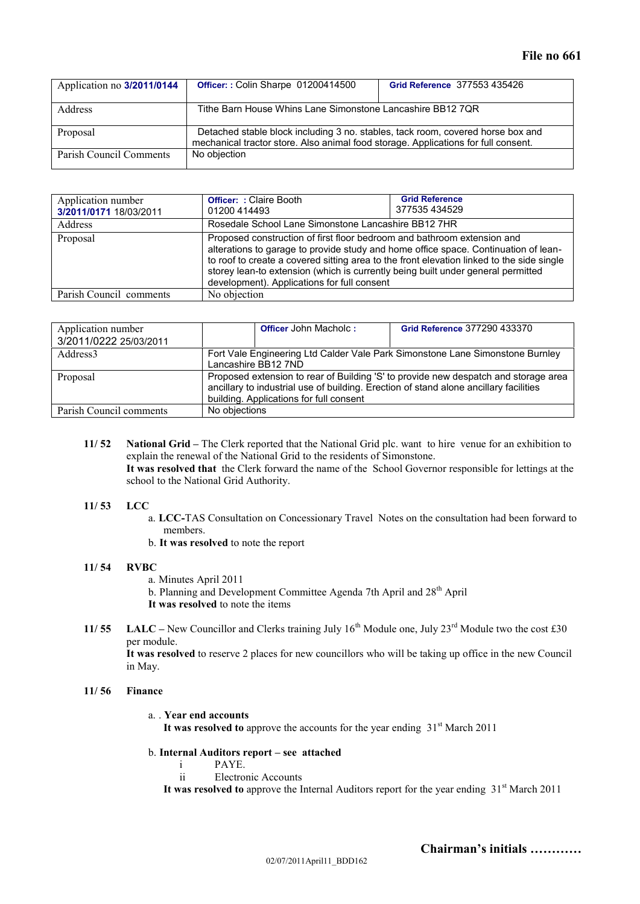**File no 661**

| Application no **3/2011/0144** | **Officer: :** Colin Sharpe 01200414500 | **Grid Reference** 377553 435426 |
|---|---|---|
| Address | Tithe Barn House Whins Lane Simonstone Lancashire BB12 7QR | |
| Proposal | Detached stable block including 3 no. stables, tack room, covered horse box and mechanical tractor store. Also animal food storage. Applications for full consent. | |
| Parish Council Comments | No objection | |

| Application number **3/2011/0171** 18/03/2011 | **Officer: :** Claire Booth 01200 414493 | **Grid Reference** 377535 434529 |
|---|---|---|
| Address | Rosedale School Lane Simonstone Lancashire BB12 7HR | |
| Proposal | Proposed construction of first floor bedroom and bathroom extension and alterations to garage to provide study and home office space. Continuation of lean-to roof to create a covered sitting area to the front elevation linked to the side single storey lean-to extension (which is currently being built under general permitted development). Applications for full consent | |
| Parish Council comments | No objection | |

| Application number 3/2011/0222 25/03/2011 | | **Officer** John Macholc : | **Grid Reference** 377290 433370 |
|---|---|---|---|
| Address3 | Fort Vale Engineering Ltd Calder Vale Park Simonstone Lane Simonstone Burnley Lancashire BB12 7ND | | |
| Proposal | Proposed extension to rear of Building 'S' to provide new despatch and storage area ancillary to industrial use of building. Erection of stand alone ancillary facilities building. Applications for full consent | | |
| Parish Council comments | No objections | | |

**11/ 52** **National Grid –** The Clerk reported that the National Grid plc. want to hire venue for an exhibition to explain the renewal of the National Grid to the residents of Simonstone.
**It was resolved that** the Clerk forward the name of the School Governor responsible for lettings at the school to the National Grid Authority.

**11/ 53** **LCC**

a. **LCC-**TAS Consultation on Concessionary Travel Notes on the consultation had been forward to members.
b. **It was resolved** to note the report

**11/ 54** **RVBC**

a. Minutes April 2011
b. Planning and Development Committee Agenda 7th April and 28th April

**It was resolved** to note the items

**11/ 55** **LALC –** New Councillor and Clerks training July 16th Module one, July 23rd Module two the cost £30 per module.
**It was resolved** to reserve 2 places for new councillors who will be taking up office in the new Council in May.

**11/ 56** **Finance**

a. . **Year end accounts**
**It was resolved to** approve the accounts for the year ending 31st March 2011

b. **Internal Auditors report – see attached**

i PAYE.
ii Electronic Accounts

**It was resolved to** approve the Internal Auditors report for the year ending 31st March 2011

**Chairman's initials …………**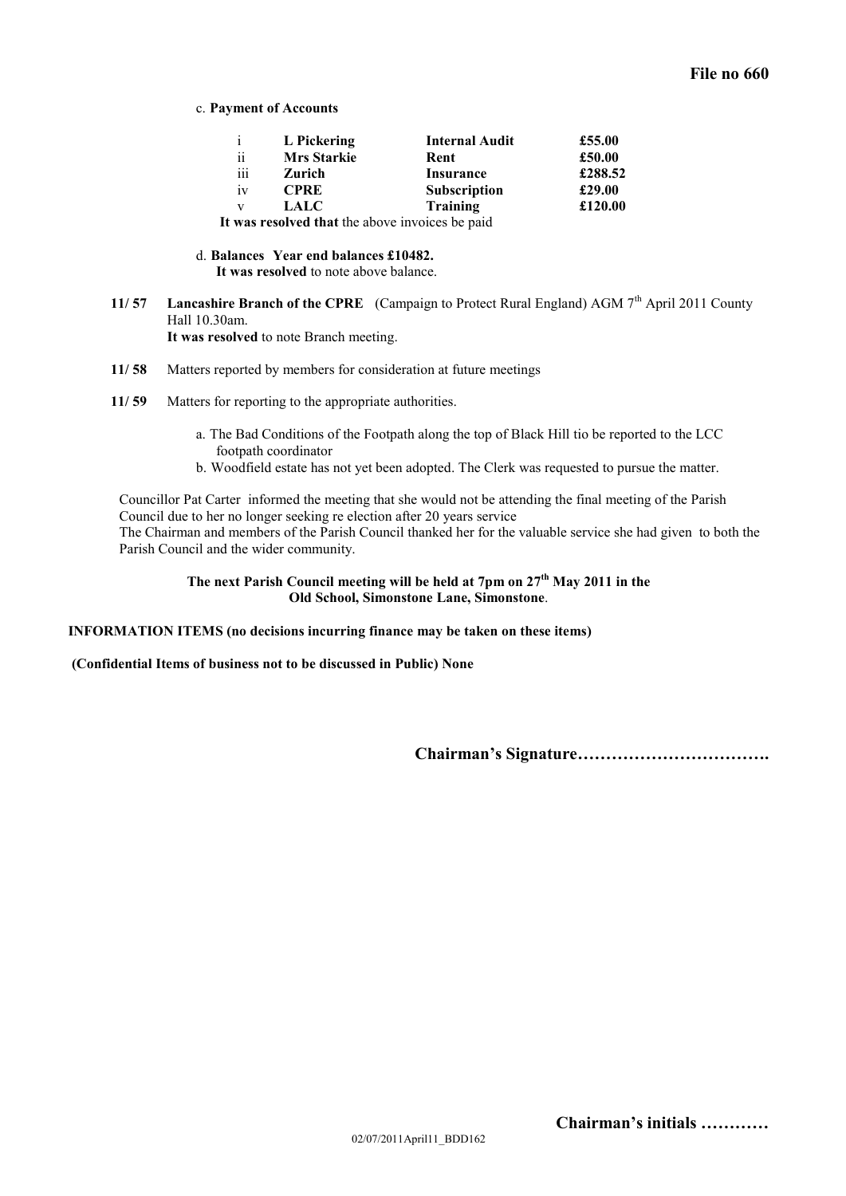**File no 660**

c. **Payment of Accounts**

| | | | |
|---|---|---|---|
| i | **L Pickering** | **Internal Audit** | **£55.00** |
| ii | **Mrs Starkie** | **Rent** | **£50.00** |
| iii | **Zurich** | **Insurance** | **£288.52** |
| iv | **CPRE** | **Subscription** | **£29.00** |
| v | **LALC** | **Training** | **£120.00** |

**It was resolved that** the above invoices be paid

d. **Balances Year end balances £10482.**
**It was resolved** to note above balance.

**11/ 57** **Lancashire Branch of the CPRE** (Campaign to Protect Rural England) AGM 7th April 2011 County Hall 10.30am.
**It was resolved** to note Branch meeting.

**11/ 58** Matters reported by members for consideration at future meetings

**11/ 59** Matters for reporting to the appropriate authorities.

a. The Bad Conditions of the Footpath along the top of Black Hill tio be reported to the LCC footpath coordinator
b. Woodfield estate has not yet been adopted. The Clerk was requested to pursue the matter.

Councillor Pat Carter informed the meeting that she would not be attending the final meeting of the Parish Council due to her no longer seeking re election after 20 years service
The Chairman and members of the Parish Council thanked her for the valuable service she had given to both the Parish Council and the wider community.

**The next Parish Council meeting will be held at 7pm on 27th May 2011 in the Old School, Simonstone Lane, Simonstone**.

**INFORMATION ITEMS (no decisions incurring finance may be taken on these items)**

**(Confidential Items of business not to be discussed in Public) None**

**Chairman's Signature…………………………….**

**Chairman's initials …………**

02/07/2011April11_BDD162